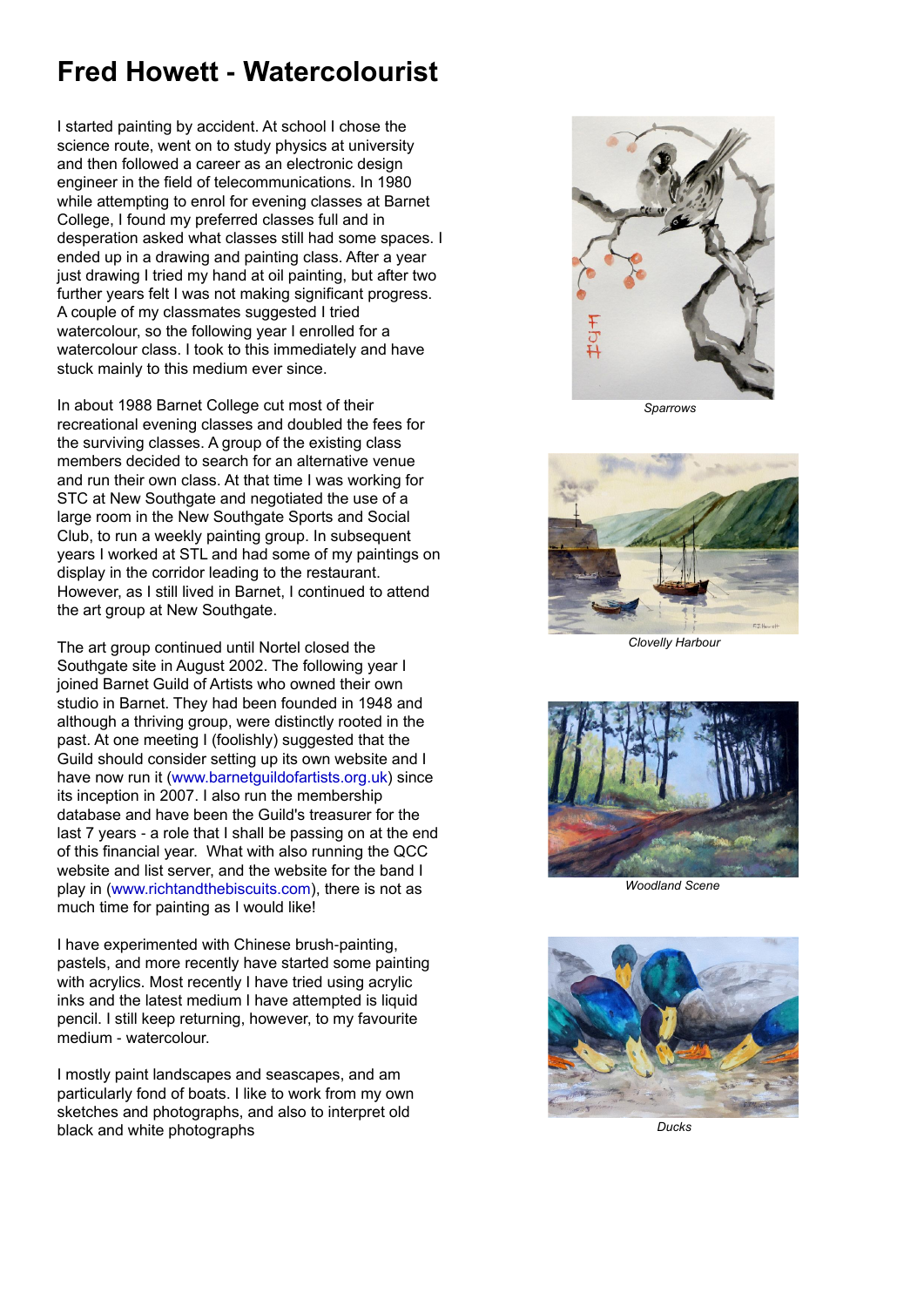# Fred Howett - Watercolourist

I started painting by accident. At school I chose the science route, went on to study physics at university and then followed a career as an electronic design engineer in the field of telecommunications. In 1980 while attempting to enrol for evening classes at Barnet College, I found my preferred classes full and in desperation asked what classes still had some spaces. I ended up in a drawing and painting class. After a year just drawing I tried my hand at oil painting, but after two further years felt I was not making significant progress. A couple of my classmates suggested I tried watercolour, so the following year I enrolled for a watercolour class. I took to this immediately and have stuck mainly to this medium ever since.

In about 1988 Barnet College cut most of their recreational evening classes and doubled the fees for the surviving classes. A group of the existing class members decided to search for an alternative venue and run their own class. At that time I was working for STC at New Southgate and negotiated the use of a large room in the New Southgate Sports and Social Club, to run a weekly painting group. In subsequent years I worked at STL and had some of my paintings on display in the corridor leading to the restaurant. However, as I still lived in Barnet, I continued to attend the art group at New Southgate.

The art group continued until Nortel closed the Southgate site in August 2002. The following year I joined Barnet Guild of Artists who owned their own studio in Barnet. They had been founded in 1948 and although a thriving group, were distinctly rooted in the past. At one meeting I (foolishly) suggested that the Guild should consider setting up its own website and I have now run it (www.barnetguildofartists.org.uk) since its inception in 2007. I also run the membership database and have been the Guild's treasurer for the last 7 years - a role that I shall be passing on at the end of this financial year. What with also running the QCC website and list server, and the website for the band I play in (www.richtandthebiscuits.com), there is not as much time for painting as I would like!

I have experimented with Chinese brush-painting, pastels, and more recently have started some painting with acrylics. Most recently I have tried using acrylic inks and the latest medium I have attempted is liquid pencil. I still keep returning, however, to my favourite medium - watercolour.

I mostly paint landscapes and seascapes, and am particularly fond of boats. I like to work from my own sketches and photographs, and also to interpret old black and white photographs

*Sparrows*

*Clovelly Harbour*

*Woodland Scene*

*Ducks*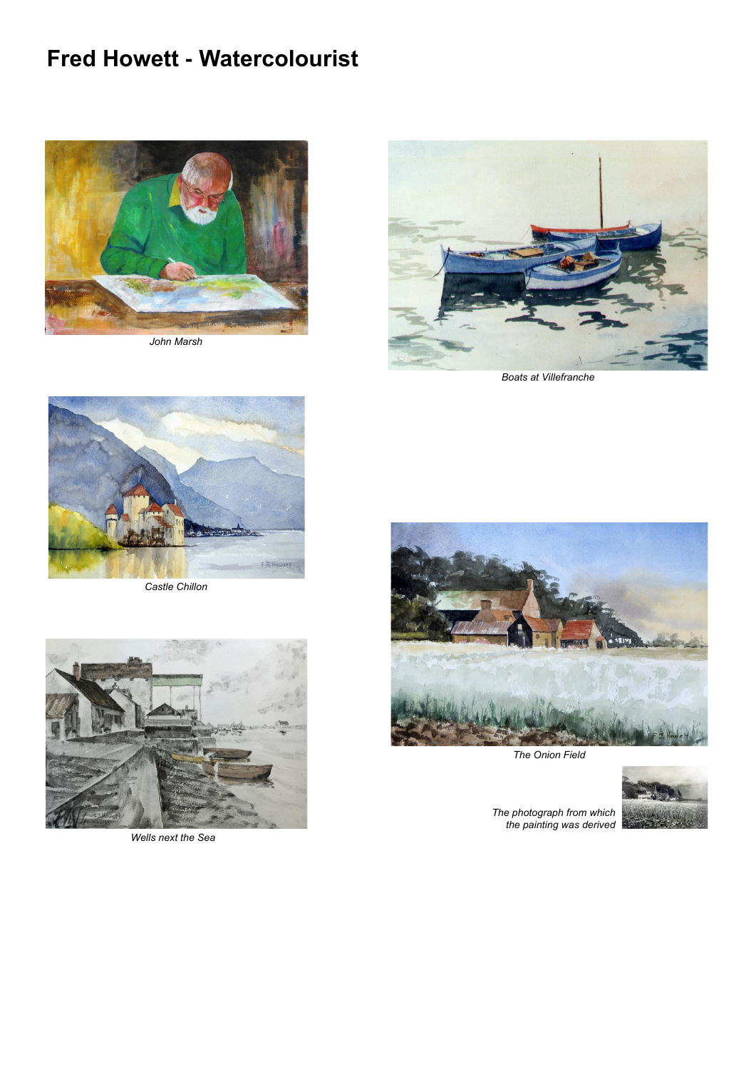# Fred Howett - Watercolourist

*John Marsh*

*Boats at Villefranche*

*Castle Chillon*

*The Onion Field*

*The photograph from which the painting was derived*

*Wells next the Sea*